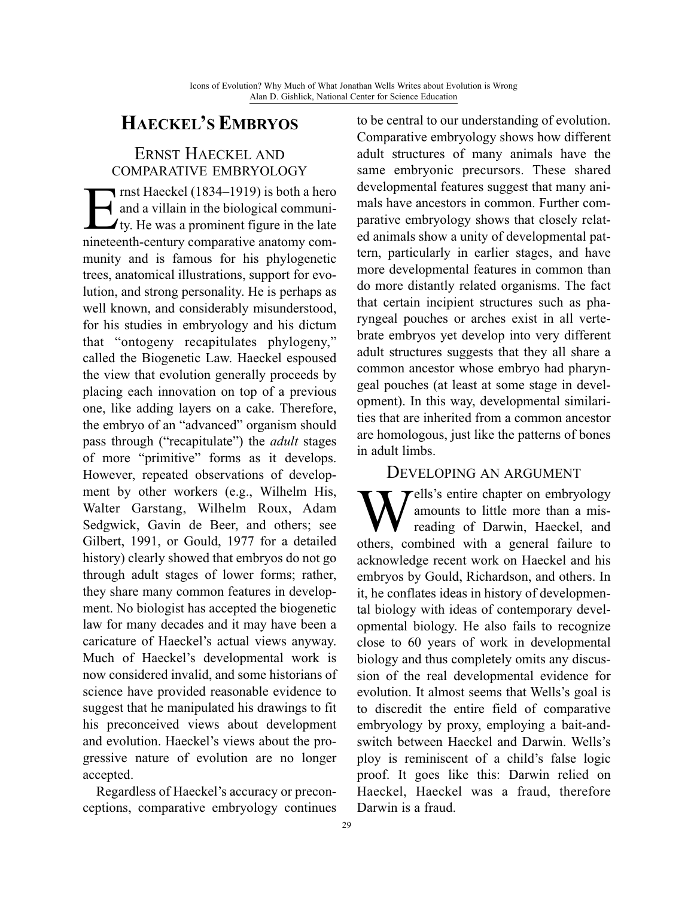# HAECKEL'S EMBRYOS

## ERNST HAECKEL AND COMPARATIVE EMBRYOLOGY

Ernst Haeckel (1834–1919) is both a hero and a villain in the biological community. He was a prominent figure in the late nineteenth-century comparative anatomy community and is famous for his phylogenetic trees, anatomical illustrations, support for evolution, and strong personality. He is perhaps as well known, and considerably misunderstood, for his studies in embryology and his dictum that "ontogeny recapitulates phylogeny," called the Biogenetic Law. Haeckel espoused the view that evolution generally proceeds by placing each innovation on top of a previous one, like adding layers on a cake. Therefore, the embryo of an "advanced" organism should pass through ("recapitulate") the *adult* stages of more "primitive" forms as it develops. However, repeated observations of development by other workers (e.g., Wilhelm His, Walter Garstang, Wilhelm Roux, Adam Sedgwick, Gavin de Beer, and others; see Gilbert, 1991, or Gould, 1977 for a detailed history) clearly showed that embryos do not go through adult stages of lower forms; rather, they share many common features in development. No biologist has accepted the biogenetic law for many decades and it may have been a caricature of Haeckel's actual views anyway. Much of Haeckel's developmental work is now considered invalid, and some historians of science have provided reasonable evidence to suggest that he manipulated his drawings to fit his preconceived views about development and evolution. Haeckel's views about the progressive nature of evolution are no longer accepted.

Regardless of Haeckel's accuracy or preconceptions, comparative embryology continues to be central to our understanding of evolution. Comparative embryology shows how different adult structures of many animals have the same embryonic precursors. These shared developmental features suggest that many animals have ancestors in common. Further comparative embryology shows that closely related animals show a unity of developmental pattern, particularly in earlier stages, and have more developmental features in common than do more distantly related organisms. The fact that certain incipient structures such as pharyngeal pouches or arches exist in all vertebrate embryos yet develop into very different adult structures suggests that they all share a common ancestor whose embryo had pharyngeal pouches (at least at some stage in development). In this way, developmental similarities that are inherited from a common ancestor are homologous, just like the patterns of bones in adult limbs.

## DEVELOPING AN ARGUMENT

Wells's entire chapter on embryology amounts to little more than a misreading of Darwin, Haeckel, and others, combined with a general failure to acknowledge recent work on Haeckel and his embryos by Gould, Richardson, and others. In it, he conflates ideas in history of developmental biology with ideas of contemporary developmental biology. He also fails to recognize close to 60 years of work in developmental biology and thus completely omits any discussion of the real developmental evidence for evolution. It almost seems that Wells's goal is to discredit the entire field of comparative embryology by proxy, employing a bait-and-switch between Haeckel and Darwin. Wells's ploy is reminiscent of a child's false logic proof. It goes like this: Darwin relied on Haeckel, Haeckel was a fraud, therefore Darwin is a fraud.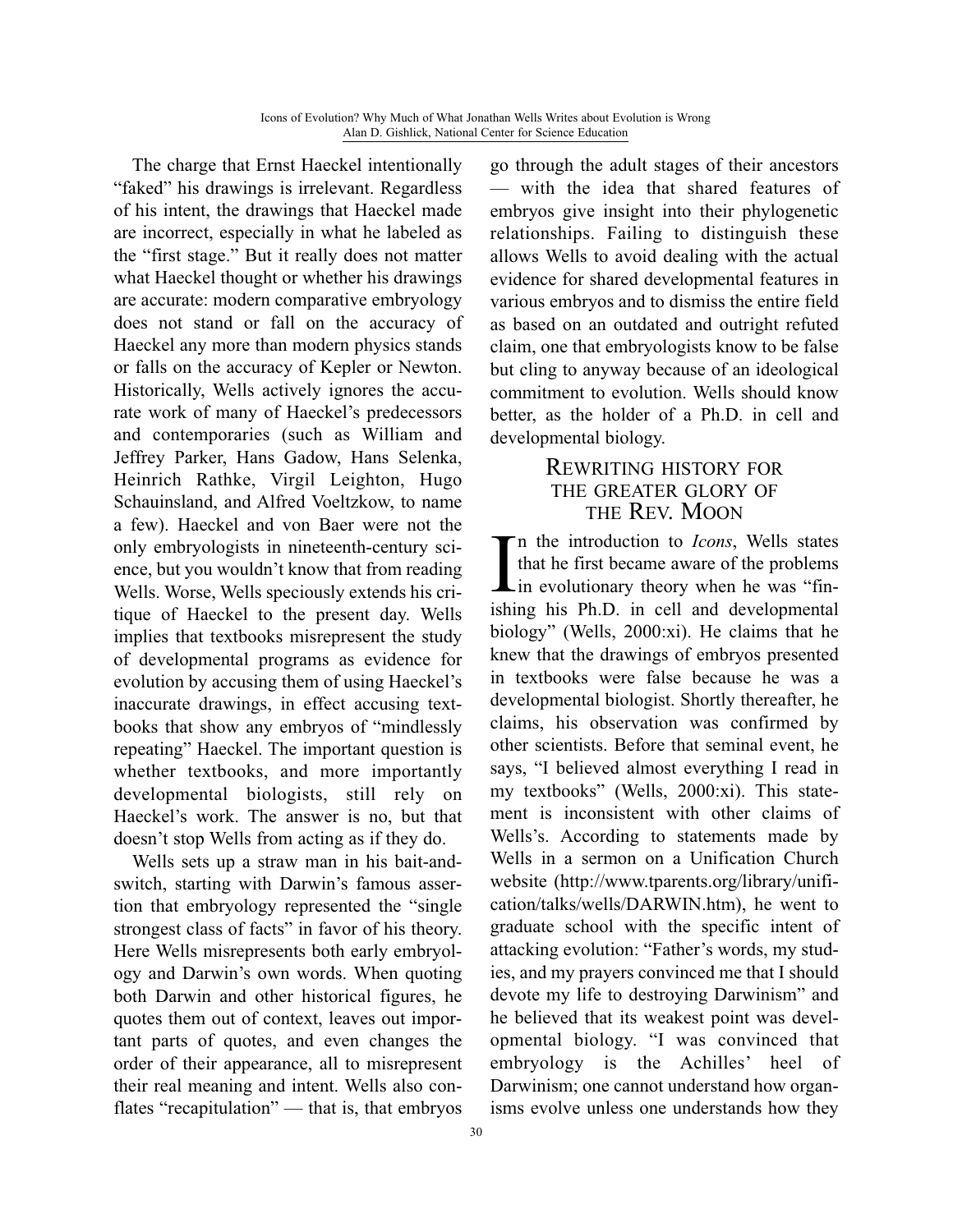The charge that Ernst Haeckel intentionally "faked" his drawings is irrelevant. Regardless of his intent, the drawings that Haeckel made are incorrect, especially in what he labeled as the "first stage." But it really does not matter what Haeckel thought or whether his drawings are accurate: modern comparative embryology does not stand or fall on the accuracy of Haeckel any more than modern physics stands or falls on the accuracy of Kepler or Newton. Historically, Wells actively ignores the accurate work of many of Haeckel's predecessors and contemporaries (such as William and Jeffrey Parker, Hans Gadow, Hans Selenka, Heinrich Rathke, Virgil Leighton, Hugo Schauinsland, and Alfred Voeltzkow, to name a few). Haeckel and von Baer were not the only embryologists in nineteenth-century science, but you wouldn't know that from reading Wells. Worse, Wells speciously extends his critique of Haeckel to the present day. Wells implies that textbooks misrepresent the study of developmental programs as evidence for evolution by accusing them of using Haeckel's inaccurate drawings, in effect accusing textbooks that show any embryos of "mindlessly repeating" Haeckel. The important question is whether textbooks, and more importantly developmental biologists, still rely on Haeckel's work. The answer is no, but that doesn't stop Wells from acting as if they do.

Wells sets up a straw man in his bait-and-switch, starting with Darwin's famous assertion that embryology represented the "single strongest class of facts" in favor of his theory. Here Wells misrepresents both early embryology and Darwin's own words. When quoting both Darwin and other historical figures, he quotes them out of context, leaves out important parts of quotes, and even changes the order of their appearance, all to misrepresent their real meaning and intent. Wells also conflates "recapitulation" — that is, that embryos go through the adult stages of their ancestors — with the idea that shared features of embryos give insight into their phylogenetic relationships. Failing to distinguish these allows Wells to avoid dealing with the actual evidence for shared developmental features in various embryos and to dismiss the entire field as based on an outdated and outright refuted claim, one that embryologists know to be false but cling to anyway because of an ideological commitment to evolution. Wells should know better, as the holder of a Ph.D. in cell and developmental biology.

## Rewriting history for the greater glory of the Rev. Moon

In the introduction to *Icons*, Wells states that he first became aware of the problems in evolutionary theory when he was "finishing his Ph.D. in cell and developmental biology" (Wells, 2000:xi). He claims that he knew that the drawings of embryos presented in textbooks were false because he was a developmental biologist. Shortly thereafter, he claims, his observation was confirmed by other scientists. Before that seminal event, he says, "I believed almost everything I read in my textbooks" (Wells, 2000:xi). This statement is inconsistent with other claims of Wells's. According to statements made by Wells in a sermon on a Unification Church website (http://www.tparents.org/library/unification/talks/wells/DARWIN.htm), he went to graduate school with the specific intent of attacking evolution: "Father's words, my studies, and my prayers convinced me that I should devote my life to destroying Darwinism" and he believed that its weakest point was developmental biology. "I was convinced that embryology is the Achilles' heel of Darwinism; one cannot understand how organisms evolve unless one understands how they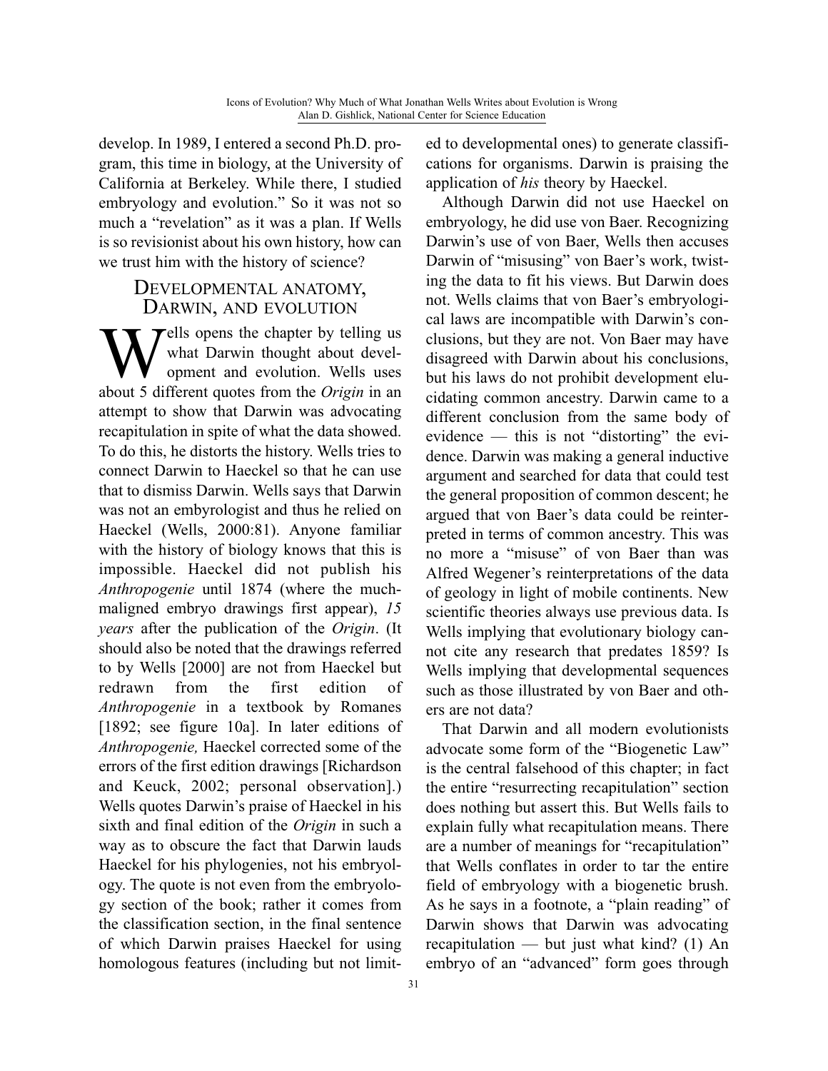develop. In 1989, I entered a second Ph.D. program, this time in biology, at the University of California at Berkeley. While there, I studied embryology and evolution." So it was not so much a "revelation" as it was a plan. If Wells is so revisionist about his own history, how can we trust him with the history of science?

## Developmental anatomy, Darwin, and evolution

Wells opens the chapter by telling us what Darwin thought about development and evolution. Wells uses about 5 different quotes from the *Origin* in an attempt to show that Darwin was advocating recapitulation in spite of what the data showed. To do this, he distorts the history. Wells tries to connect Darwin to Haeckel so that he can use that to dismiss Darwin. Wells says that Darwin was not an embyrologist and thus he relied on Haeckel (Wells, 2000:81). Anyone familiar with the history of biology knows that this is impossible. Haeckel did not publish his *Anthropogenie* until 1874 (where the much-maligned embryo drawings first appear), *15 years* after the publication of the *Origin*. (It should also be noted that the drawings referred to by Wells [2000] are not from Haeckel but redrawn from the first edition of *Anthropogenie* in a textbook by Romanes [1892; see figure 10a]. In later editions of *Anthropogenie,* Haeckel corrected some of the errors of the first edition drawings [Richardson and Keuck, 2002; personal observation].) Wells quotes Darwin's praise of Haeckel in his sixth and final edition of the *Origin* in such a way as to obscure the fact that Darwin lauds Haeckel for his phylogenies, not his embryology. The quote is not even from the embryology section of the book; rather it comes from the classification section, in the final sentence of which Darwin praises Haeckel for using homologous features (including but not limited to developmental ones) to generate classifications for organisms. Darwin is praising the application of *his* theory by Haeckel.

Although Darwin did not use Haeckel on embryology, he did use von Baer. Recognizing Darwin's use of von Baer, Wells then accuses Darwin of "misusing" von Baer's work, twisting the data to fit his views. But Darwin does not. Wells claims that von Baer's embryological laws are incompatible with Darwin's conclusions, but they are not. Von Baer may have disagreed with Darwin about his conclusions, but his laws do not prohibit development elucidating common ancestry. Darwin came to a different conclusion from the same body of evidence — this is not "distorting" the evidence. Darwin was making a general inductive argument and searched for data that could test the general proposition of common descent; he argued that von Baer's data could be reinterpreted in terms of common ancestry. This was no more a "misuse" of von Baer than was Alfred Wegener's reinterpretations of the data of geology in light of mobile continents. New scientific theories always use previous data. Is Wells implying that evolutionary biology cannot cite any research that predates 1859? Is Wells implying that developmental sequences such as those illustrated by von Baer and others are not data?

That Darwin and all modern evolutionists advocate some form of the "Biogenetic Law" is the central falsehood of this chapter; in fact the entire "resurrecting recapitulation" section does nothing but assert this. But Wells fails to explain fully what recapitulation means. There are a number of meanings for "recapitulation" that Wells conflates in order to tar the entire field of embryology with a biogenetic brush. As he says in a footnote, a "plain reading" of Darwin shows that Darwin was advocating recapitulation — but just what kind? (1) An embryo of an "advanced" form goes through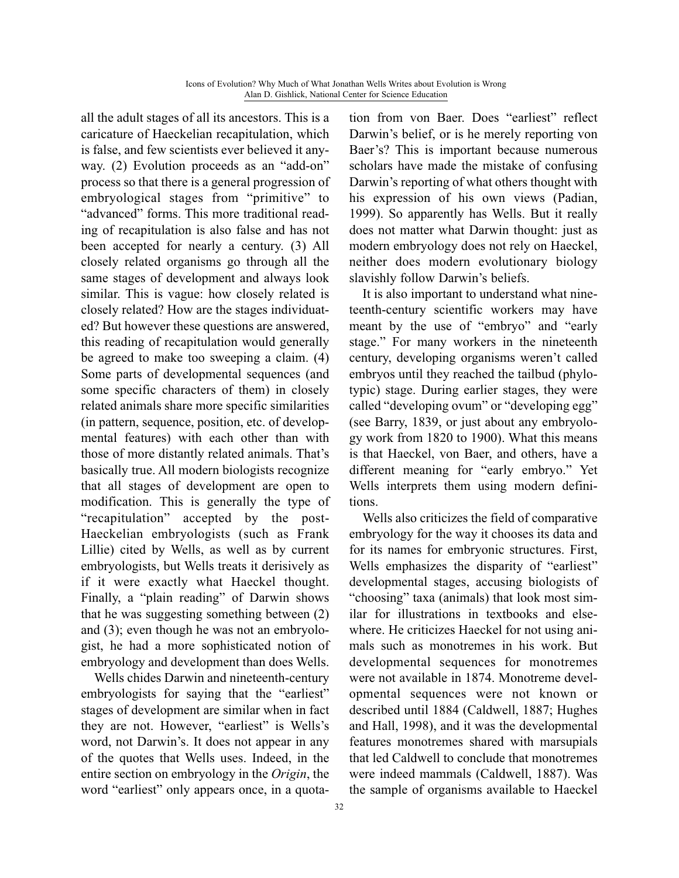all the adult stages of all its ancestors. This is a caricature of Haeckelian recapitulation, which is false, and few scientists ever believed it anyway. (2) Evolution proceeds as an "add-on" process so that there is a general progression of embryological stages from "primitive" to "advanced" forms. This more traditional reading of recapitulation is also false and has not been accepted for nearly a century. (3) All closely related organisms go through all the same stages of development and always look similar. This is vague: how closely related is closely related? How are the stages individuated? But however these questions are answered, this reading of recapitulation would generally be agreed to make too sweeping a claim. (4) Some parts of developmental sequences (and some specific characters of them) in closely related animals share more specific similarities (in pattern, sequence, position, etc. of developmental features) with each other than with those of more distantly related animals. That's basically true. All modern biologists recognize that all stages of development are open to modification. This is generally the type of "recapitulation" accepted by the post-Haeckelian embryologists (such as Frank Lillie) cited by Wells, as well as by current embryologists, but Wells treats it derisively as if it were exactly what Haeckel thought. Finally, a "plain reading" of Darwin shows that he was suggesting something between (2) and (3); even though he was not an embryologist, he had a more sophisticated notion of embryology and development than does Wells.

Wells chides Darwin and nineteenth-century embryologists for saying that the "earliest" stages of development are similar when in fact they are not. However, "earliest" is Wells's word, not Darwin's. It does not appear in any of the quotes that Wells uses. Indeed, in the entire section on embryology in the *Origin*, the word "earliest" only appears once, in a quotation from von Baer. Does "earliest" reflect Darwin's belief, or is he merely reporting von Baer's? This is important because numerous scholars have made the mistake of confusing Darwin's reporting of what others thought with his expression of his own views (Padian, 1999). So apparently has Wells. But it really does not matter what Darwin thought: just as modern embryology does not rely on Haeckel, neither does modern evolutionary biology slavishly follow Darwin's beliefs.

It is also important to understand what nineteenth-century scientific workers may have meant by the use of "embryo" and "early stage." For many workers in the nineteenth century, developing organisms weren't called embryos until they reached the tailbud (phylotypic) stage. During earlier stages, they were called "developing ovum" or "developing egg" (see Barry, 1839, or just about any embryology work from 1820 to 1900). What this means is that Haeckel, von Baer, and others, have a different meaning for "early embryo." Yet Wells interprets them using modern definitions.

Wells also criticizes the field of comparative embryology for the way it chooses its data and for its names for embryonic structures. First, Wells emphasizes the disparity of "earliest" developmental stages, accusing biologists of "choosing" taxa (animals) that look most similar for illustrations in textbooks and elsewhere. He criticizes Haeckel for not using animals such as monotremes in his work. But developmental sequences for monotremes were not available in 1874. Monotreme developmental sequences were not known or described until 1884 (Caldwell, 1887; Hughes and Hall, 1998), and it was the developmental features monotremes shared with marsupials that led Caldwell to conclude that monotremes were indeed mammals (Caldwell, 1887). Was the sample of organisms available to Haeckel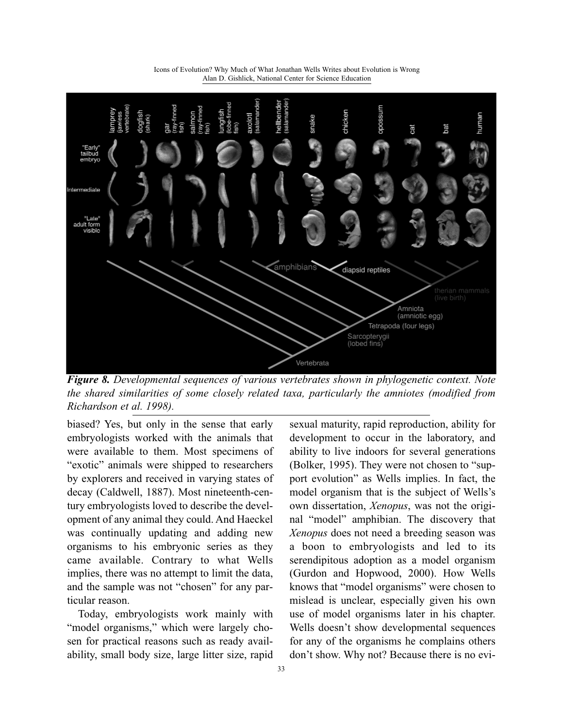*Figure 8. Developmental sequences of various vertebrates shown in phylogenetic context. Note the shared similarities of some closely related taxa, particularly the amniotes (modified from Richardson et al. 1998).*

biased? Yes, but only in the sense that early embryologists worked with the animals that were available to them. Most specimens of "exotic" animals were shipped to researchers by explorers and received in varying states of decay (Caldwell, 1887). Most nineteenth-century embryologists loved to describe the development of any animal they could. And Haeckel was continually updating and adding new organisms to his embryonic series as they came available. Contrary to what Wells implies, there was no attempt to limit the data, and the sample was not "chosen" for any particular reason.

Today, embryologists work mainly with "model organisms," which were largely chosen for practical reasons such as ready availability, small body size, large litter size, rapid sexual maturity, rapid reproduction, ability for development to occur in the laboratory, and ability to live indoors for several generations (Bolker, 1995). They were not chosen to "support evolution" as Wells implies. In fact, the model organism that is the subject of Wells's own dissertation, *Xenopus*, was not the original "model" amphibian. The discovery that *Xenopus* does not need a breeding season was a boon to embryologists and led to its serendipitous adoption as a model organism (Gurdon and Hopwood, 2000). How Wells knows that "model organisms" were chosen to mislead is unclear, especially given his own use of model organisms later in his chapter. Wells doesn't show developmental sequences for any of the organisms he complains others don't show. Why not? Because there is no evi-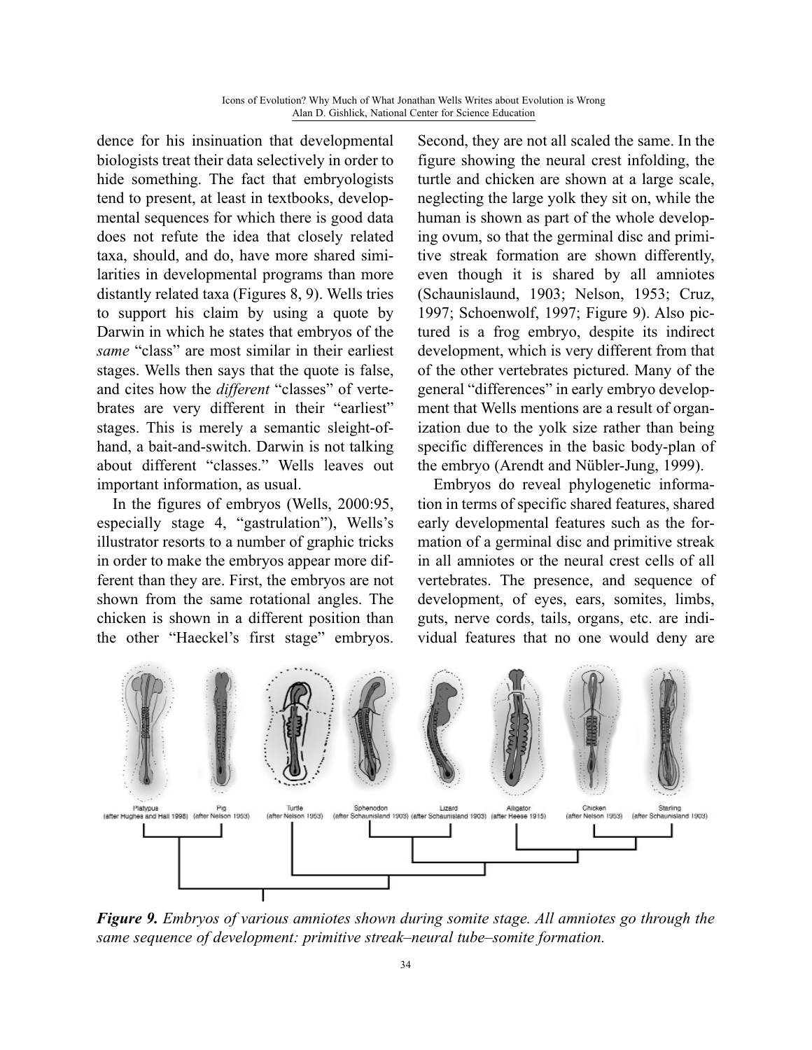dence for his insinuation that developmental biologists treat their data selectively in order to hide something. The fact that embryologists tend to present, at least in textbooks, developmental sequences for which there is good data does not refute the idea that closely related taxa, should, and do, have more shared similarities in developmental programs than more distantly related taxa (Figures 8, 9). Wells tries to support his claim by using a quote by Darwin in which he states that embryos of the *same* "class" are most similar in their earliest stages. Wells then says that the quote is false, and cites how the *different* "classes" of vertebrates are very different in their "earliest" stages. This is merely a semantic sleight-of-hand, a bait-and-switch. Darwin is not talking about different "classes." Wells leaves out important information, as usual.

In the figures of embryos (Wells, 2000:95, especially stage 4, "gastrulation"), Wells's illustrator resorts to a number of graphic tricks in order to make the embryos appear more different than they are. First, the embryos are not shown from the same rotational angles. The chicken is shown in a different position than the other "Haeckel's first stage" embryos. Second, they are not all scaled the same. In the figure showing the neural crest infolding, the turtle and chicken are shown at a large scale, neglecting the large yolk they sit on, while the human is shown as part of the whole developing ovum, so that the germinal disc and primitive streak formation are shown differently, even though it is shared by all amniotes (Schaunislaund, 1903; Nelson, 1953; Cruz, 1997; Schoenwolf, 1997; Figure 9). Also pictured is a frog embryo, despite its indirect development, which is very different from that of the other vertebrates pictured. Many of the general "differences" in early embryo development that Wells mentions are a result of organization due to the yolk size rather than being specific differences in the basic body-plan of the embryo (Arendt and Nübler-Jung, 1999).

Embryos do reveal phylogenetic information in terms of specific shared features, shared early developmental features such as the formation of a germinal disc and primitive streak in all amniotes or the neural crest cells of all vertebrates. The presence, and sequence of development, of eyes, ears, somites, limbs, guts, nerve cords, tails, organs, etc. are individual features that no one would deny are

Platypus (after Hughes and Hall 1998) · Pig (after Nelson 1953) · Turtle (after Nelson 1953) · Sphenodon (after Schaunisland 1903) · Lizard (after Schaunisland 1903) · Alligator (after Reese 1915) · Chicken (after Nelson 1953) · Starling (after Schaunisland 1903)

***Figure 9.*** *Embryos of various amniotes shown during somite stage. All amniotes go through the same sequence of development: primitive streak–neural tube–somite formation.*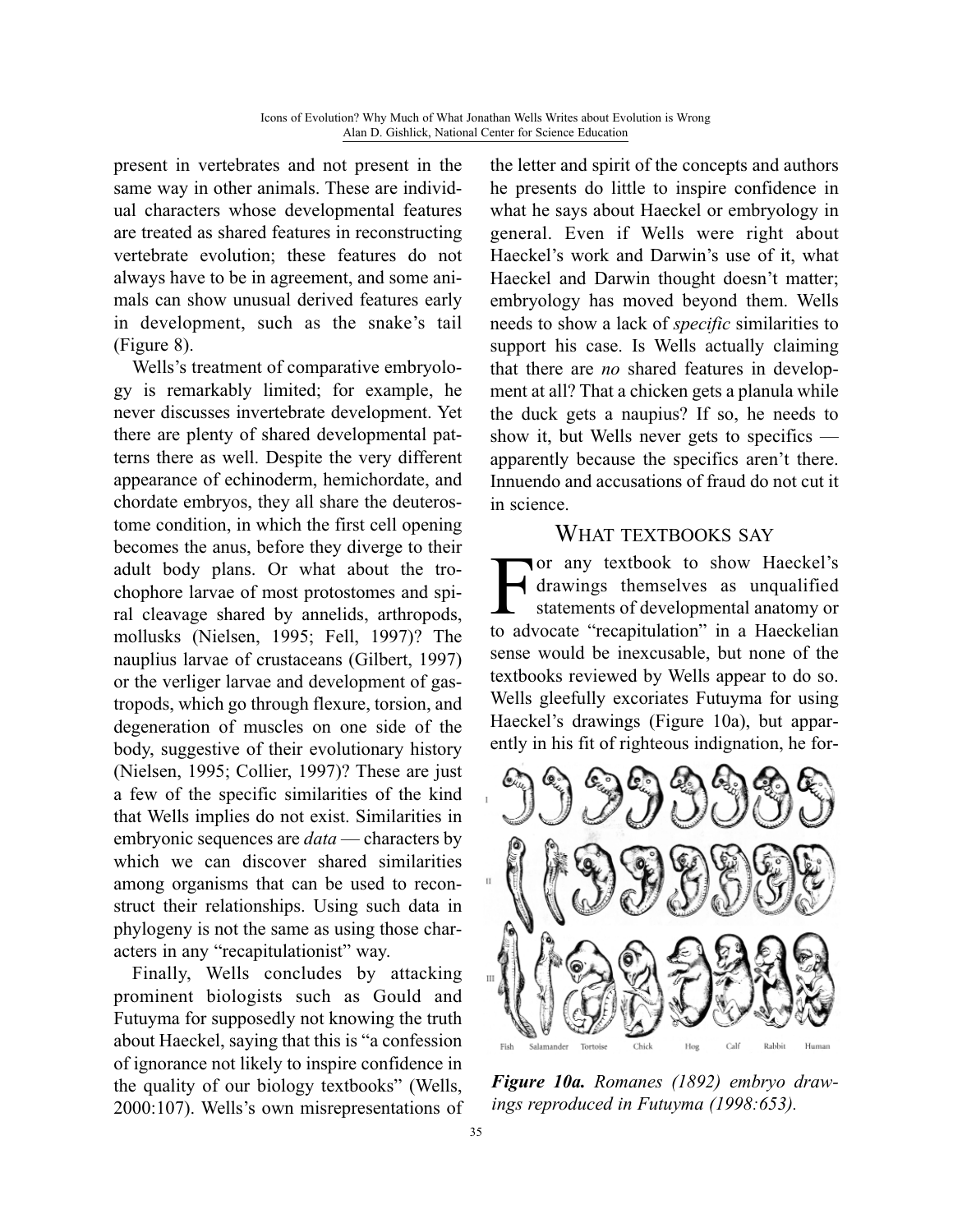present in vertebrates and not present in the same way in other animals. These are individual characters whose developmental features are treated as shared features in reconstructing vertebrate evolution; these features do not always have to be in agreement, and some animals can show unusual derived features early in development, such as the snake's tail (Figure 8).

Wells's treatment of comparative embryology is remarkably limited; for example, he never discusses invertebrate development. Yet there are plenty of shared developmental patterns there as well. Despite the very different appearance of echinoderm, hemichordate, and chordate embryos, they all share the deuterostome condition, in which the first cell opening becomes the anus, before they diverge to their adult body plans. Or what about the trochophore larvae of most protostomes and spiral cleavage shared by annelids, arthropods, mollusks (Nielsen, 1995; Fell, 1997)? The nauplius larvae of crustaceans (Gilbert, 1997) or the verliger larvae and development of gastropods, which go through flexure, torsion, and degeneration of muscles on one side of the body, suggestive of their evolutionary history (Nielsen, 1995; Collier, 1997)? These are just a few of the specific similarities of the kind that Wells implies do not exist. Similarities in embryonic sequences are *data* — characters by which we can discover shared similarities among organisms that can be used to reconstruct their relationships. Using such data in phylogeny is not the same as using those characters in any "recapitulationist" way.

Finally, Wells concludes by attacking prominent biologists such as Gould and Futuyma for supposedly not knowing the truth about Haeckel, saying that this is "a confession of ignorance not likely to inspire confidence in the quality of our biology textbooks" (Wells, 2000:107). Wells's own misrepresentations of the letter and spirit of the concepts and authors he presents do little to inspire confidence in what he says about Haeckel or embryology in general. Even if Wells were right about Haeckel's work and Darwin's use of it, what Haeckel and Darwin thought doesn't matter; embryology has moved beyond them. Wells needs to show a lack of *specific* similarities to support his case. Is Wells actually claiming that there are *no* shared features in development at all? That a chicken gets a planula while the duck gets a naupius? If so, he needs to show it, but Wells never gets to specifics — apparently because the specifics aren't there. Innuendo and accusations of fraud do not cut it in science.

## What textbooks say

For any textbook to show Haeckel's drawings themselves as unqualified statements of developmental anatomy or to advocate "recapitulation" in a Haeckelian sense would be inexcusable, but none of the textbooks reviewed by Wells appear to do so. Wells gleefully excoriates Futuyma for using Haeckel's drawings (Figure 10a), but apparently in his fit of righteous indignation, he for-

Fish Salamander Tortoise Chick Hog Calf Rabbit Human

***Figure 10a.*** *Romanes (1892) embryo drawings reproduced in Futuyma (1998:653).*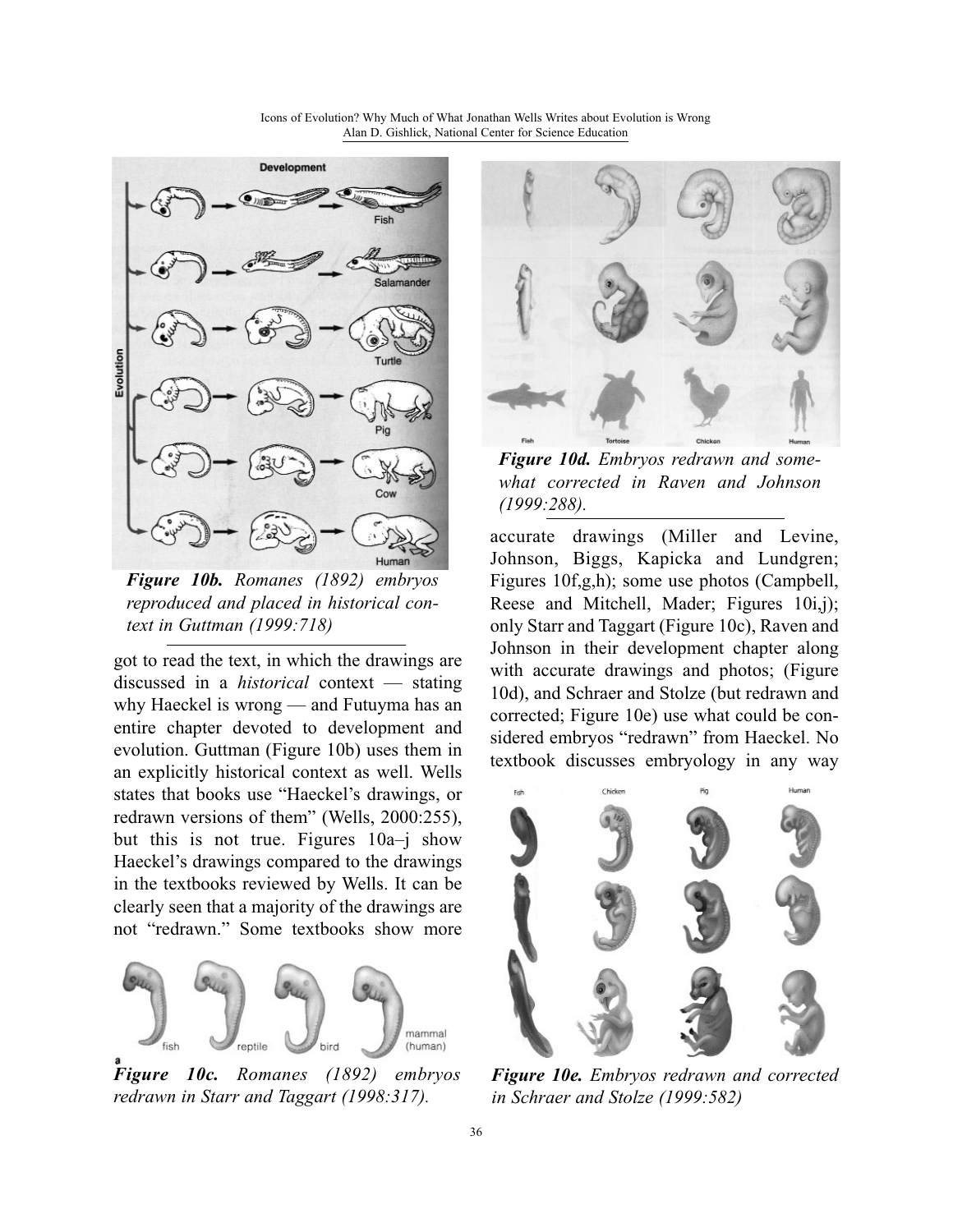*Figure 10b. Romanes (1892) embryos reproduced and placed in historical context in Guttman (1999:718)*

got to read the text, in which the drawings are discussed in a *historical* context — stating why Haeckel is wrong — and Futuyma has an entire chapter devoted to development and evolution. Guttman (Figure 10b) uses them in an explicitly historical context as well. Wells states that books use "Haeckel's drawings, or redrawn versions of them" (Wells, 2000:255), but this is not true. Figures 10a–j show Haeckel's drawings compared to the drawings in the textbooks reviewed by Wells. It can be clearly seen that a majority of the drawings are not "redrawn." Some textbooks show more

*Figure 10c. Romanes (1892) embryos redrawn in Starr and Taggart (1998:317).*

*Figure 10d. Embryos redrawn and somewhat corrected in Raven and Johnson (1999:288).*

accurate drawings (Miller and Levine, Johnson, Biggs, Kapicka and Lundgren; Figures 10f,g,h); some use photos (Campbell, Reese and Mitchell, Mader; Figures 10i,j); only Starr and Taggart (Figure 10c), Raven and Johnson in their development chapter along with accurate drawings and photos; (Figure 10d), and Schraer and Stolze (but redrawn and corrected; Figure 10e) use what could be considered embryos "redrawn" from Haeckel. No textbook discusses embryology in any way

*Figure 10e. Embryos redrawn and corrected in Schraer and Stolze (1999:582)*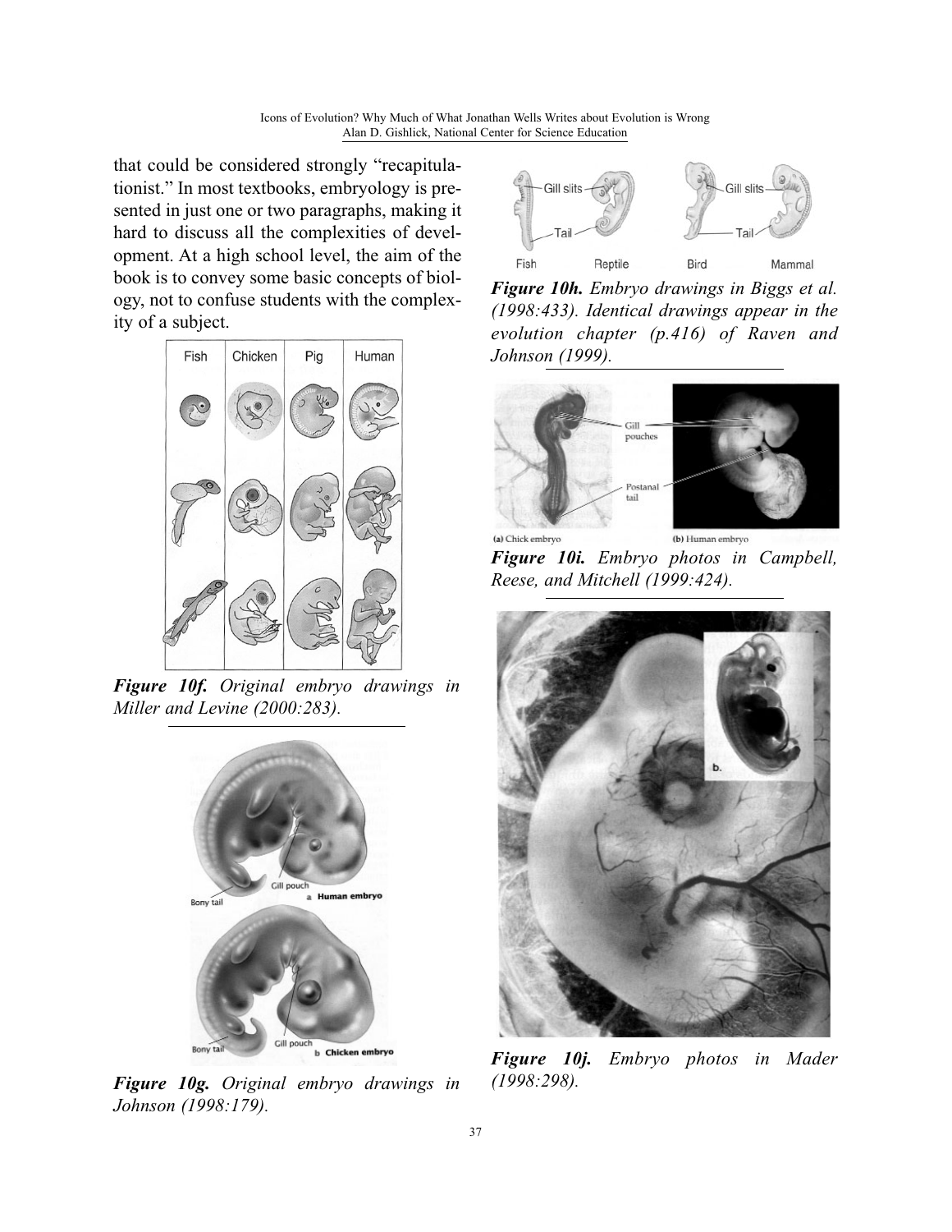that could be considered strongly "recapitulationist." In most textbooks, embryology is presented in just one or two paragraphs, making it hard to discuss all the complexities of development. At a high school level, the aim of the book is to convey some basic concepts of biology, not to confuse students with the complexity of a subject.

***Figure 10f.*** *Original embryo drawings in Miller and Levine (2000:283).*

***Figure 10g.*** *Original embryo drawings in Johnson (1998:179).*

***Figure 10h.*** *Embryo drawings in Biggs et al. (1998:433). Identical drawings appear in the evolution chapter (p.416) of Raven and Johnson (1999).*

***Figure 10i.*** *Embryo photos in Campbell, Reese, and Mitchell (1999:424).*

***Figure 10j.*** *Embryo photos in Mader (1998:298).*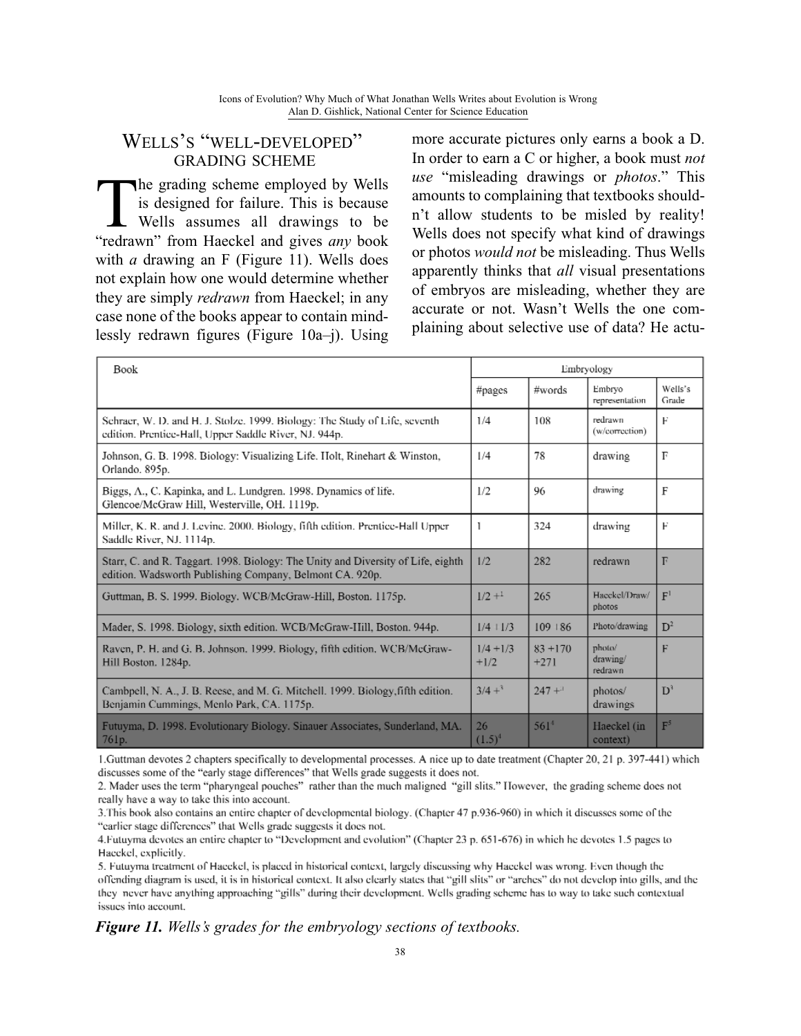## WELLS'S "WELL-DEVELOPED" GRADING SCHEME

The grading scheme employed by Wells is designed for failure. This is because Wells assumes all drawings to be "redrawn" from Haeckel and gives *any* book with *a* drawing an F (Figure 11). Wells does not explain how one would determine whether they are simply *redrawn* from Haeckel; in any case none of the books appear to contain mindlessly redrawn figures (Figure 10a–j). Using more accurate pictures only earns a book a D. In order to earn a C or higher, a book must *not use* "misleading drawings or *photos*." This amounts to complaining that textbooks shouldn't allow students to be misled by reality! Wells does not specify what kind of drawings or photos *would not* be misleading. Thus Wells apparently thinks that *all* visual presentations of embryos are misleading, whether they are accurate or not. Wasn't Wells the one complaining about selective use of data? He actu-

| Book | Embryology | | | |
|---|---|---|---|---|
| | #pages | #words | Embryo representation | Wells's Grade |
| Schraer, W. D. and H. J. Stolze. 1999. Biology: The Study of Life, seventh edition. Prentice-Hall, Upper Saddle River, NJ. 944p. | 1/4 | 108 | redrawn (w/correction) | F |
| Johnson, G. B. 1998. Biology: Visualizing Life. Holt, Rinehart & Winston, Orlando. 895p. | 1/4 | 78 | drawing | F |
| Biggs, A., C. Kapinka, and L. Lundgren. 1998. Dynamics of life. Glencoe/McGraw Hill, Westerville, OH. 1119p. | 1/2 | 96 | drawing | F |
| Miller, K. R. and J. Levine. 2000. Biology, fifth edition. Prentice-Hall Upper Saddle River, NJ. 1114p. | 1 | 324 | drawing | F |
| Starr, C. and R. Taggart. 1998. Biology: The Unity and Diversity of Life, eighth edition. Wadsworth Publishing Company, Belmont CA. 920p. | 1/2 | 282 | redrawn | F |
| Guttman, B. S. 1999. Biology. WCB/McGraw-Hill, Boston. 1175p. | 1/2 +[1] | 265 | Haeckel/Draw/photos | F[1] |
| Mader, S. 1998. Biology, sixth edition. WCB/McGraw-Hill, Boston. 944p. | 1/4 + 1/3 | 109 + 86 | Photo/drawing | D[2] |
| Raven, P. H. and G. B. Johnson. 1999. Biology, fifth edition. WCB/McGraw-Hill Boston. 1284p. | 1/4 +1/3 +1/2 | 83 +170 +271 | photo/ drawing/ redrawn | F |
| Cambpell, N. A., J. B. Reese, and M. G. Mitchell. 1999. Biology,fifth edition. Benjamin Cummings, Menlo Park, CA. 1175p. | 3/4 +[3] | 247 +[3] | photos/ drawings | D[3] |
| Futuyma, D. 1998. Evolutionary Biology. Sinauer Associates, Sunderland, MA. 761p. | 26 (1.5)[4] | 561[4] | Haeckel (in context) | F[5] |

1.Guttman devotes 2 chapters specifically to developmental processes. A nice up to date treatment (Chapter 20, 21 p. 397-441) which discusses some of the "early stage differences" that Wells grade suggests it does not.
2. Mader uses the term "pharyngeal pouches" rather than the much maligned "gill slits." However, the grading scheme does not really have a way to take this into account.
3.This book also contains an entire chapter of developmental biology. (Chapter 47 p.936-960) in which it discusses some of the "earlier stage differences" that Wells grade suggests it does not.
4.Futuyma devotes an entire chapter to "Development and evolution" (Chapter 23 p. 651-676) in which he devotes 1.5 pages to Haeckel, explicitly.
5. Futuyma treatment of Haeckel, is placed in historical context, largely discussing why Haeckel was wrong. Even though the offending diagram is used, it is in historical context. It also clearly states that "gill slits" or "arches" do not develop into gills, and the they never have anything approaching "gills" during their development. Wells grading scheme has to way to take such contextual issues into account.

***Figure 11.** Wells's grades for the embryology sections of textbooks.*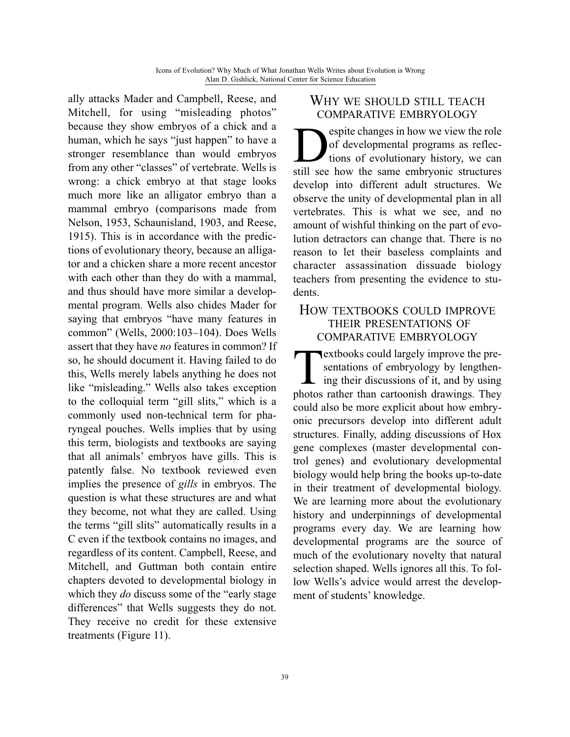ally attacks Mader and Campbell, Reese, and Mitchell, for using "misleading photos" because they show embryos of a chick and a human, which he says "just happen" to have a stronger resemblance than would embryos from any other "classes" of vertebrate. Wells is wrong: a chick embryo at that stage looks much more like an alligator embryo than a mammal embryo (comparisons made from Nelson, 1953, Schaunisland, 1903, and Reese, 1915). This is in accordance with the predictions of evolutionary theory, because an alligator and a chicken share a more recent ancestor with each other than they do with a mammal, and thus should have more similar a developmental program. Wells also chides Mader for saying that embryos "have many features in common" (Wells, 2000:103–104). Does Wells assert that they have *no* features in common? If so, he should document it. Having failed to do this, Wells merely labels anything he does not like "misleading." Wells also takes exception to the colloquial term "gill slits," which is a commonly used non-technical term for pharyngeal pouches. Wells implies that by using this term, biologists and textbooks are saying that all animals' embryos have gills. This is patently false. No textbook reviewed even implies the presence of *gills* in embryos. The question is what these structures are and what they become, not what they are called. Using the terms "gill slits" automatically results in a C even if the textbook contains no images, and regardless of its content. Campbell, Reese, and Mitchell, and Guttman both contain entire chapters devoted to developmental biology in which they *do* discuss some of the "early stage differences" that Wells suggests they do not. They receive no credit for these extensive treatments (Figure 11).

## Why we should still teach comparative embryology

Despite changes in how we view the role of developmental programs as reflections of evolutionary history, we can still see how the same embryonic structures develop into different adult structures. We observe the unity of developmental plan in all vertebrates. This is what we see, and no amount of wishful thinking on the part of evolution detractors can change that. There is no reason to let their baseless complaints and character assassination dissuade biology teachers from presenting the evidence to students.

## How textbooks could improve their presentations of comparative embryology

Textbooks could largely improve the presentations of embryology by lengthening their discussions of it, and by using photos rather than cartoonish drawings. They could also be more explicit about how embryonic precursors develop into different adult structures. Finally, adding discussions of Hox gene complexes (master developmental control genes) and evolutionary developmental biology would help bring the books up-to-date in their treatment of developmental biology. We are learning more about the evolutionary history and underpinnings of developmental programs every day. We are learning how developmental programs are the source of much of the evolutionary novelty that natural selection shaped. Wells ignores all this. To follow Wells's advice would arrest the development of students' knowledge.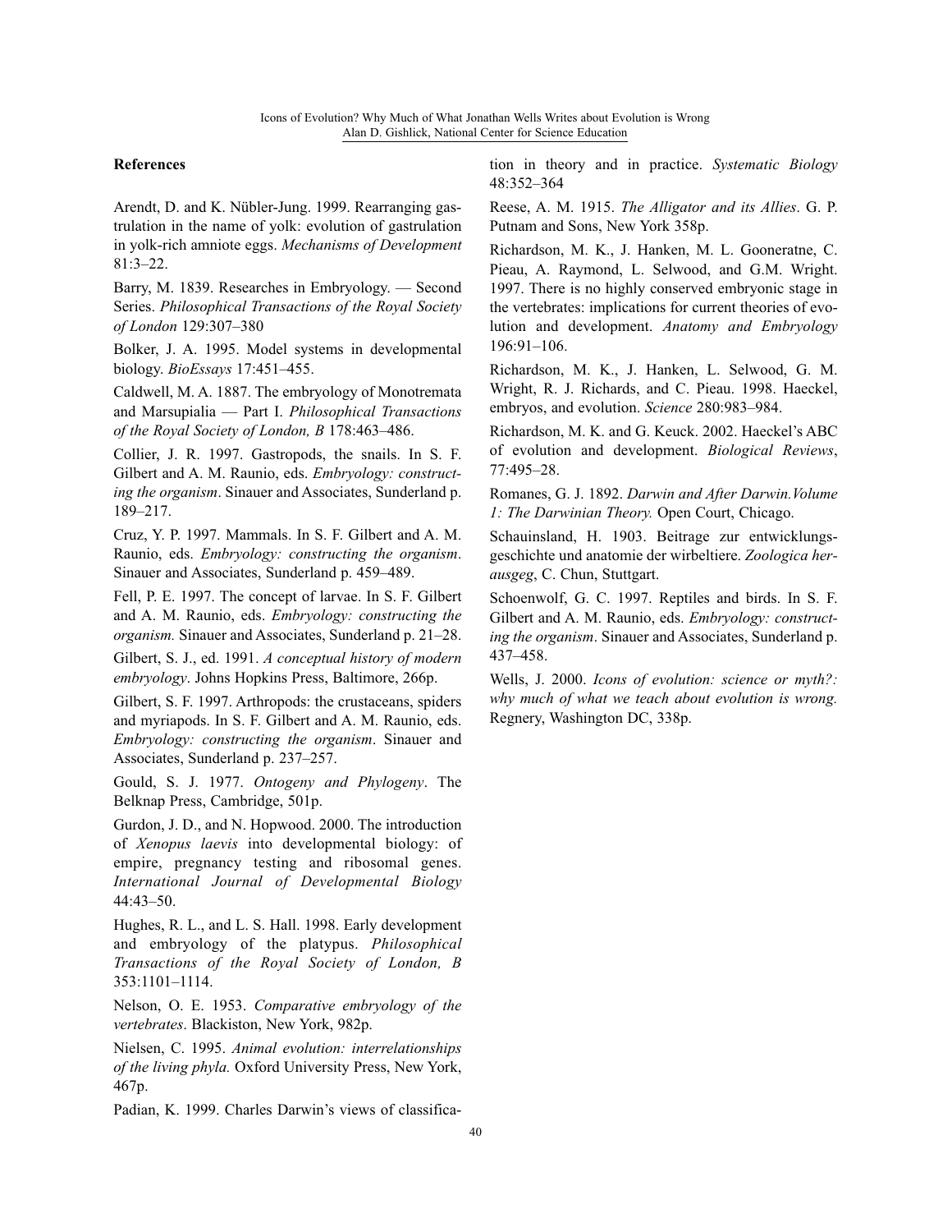### References

Arendt, D. and K. Nübler-Jung. 1999. Rearranging gastrulation in the name of yolk: evolution of gastrulation in yolk-rich amniote eggs. *Mechanisms of Development* 81:3–22.

Barry, M. 1839. Researches in Embryology. — Second Series. *Philosophical Transactions of the Royal Society of London* 129:307–380

Bolker, J. A. 1995. Model systems in developmental biology. *BioEssays* 17:451–455.

Caldwell, M. A. 1887. The embryology of Monotremata and Marsupialia — Part I. *Philosophical Transactions of the Royal Society of London, B* 178:463–486.

Collier, J. R. 1997. Gastropods, the snails. In S. F. Gilbert and A. M. Raunio, eds. *Embryology: constructing the organism*. Sinauer and Associates, Sunderland p. 189–217.

Cruz, Y. P. 1997. Mammals. In S. F. Gilbert and A. M. Raunio, eds. *Embryology: constructing the organism*. Sinauer and Associates, Sunderland p. 459–489.

Fell, P. E. 1997. The concept of larvae. In S. F. Gilbert and A. M. Raunio, eds. *Embryology: constructing the organism.* Sinauer and Associates, Sunderland p. 21–28.

Gilbert, S. J., ed. 1991. *A conceptual history of modern embryology*. Johns Hopkins Press, Baltimore, 266p.

Gilbert, S. F. 1997. Arthropods: the crustaceans, spiders and myriapods. In S. F. Gilbert and A. M. Raunio, eds. *Embryology: constructing the organism*. Sinauer and Associates, Sunderland p. 237–257.

Gould, S. J. 1977. *Ontogeny and Phylogeny*. The Belknap Press, Cambridge, 501p.

Gurdon, J. D., and N. Hopwood. 2000. The introduction of *Xenopus laevis* into developmental biology: of empire, pregnancy testing and ribosomal genes. *International Journal of Developmental Biology* 44:43–50.

Hughes, R. L., and L. S. Hall. 1998. Early development and embryology of the platypus. *Philosophical Transactions of the Royal Society of London, B* 353:1101–1114.

Nelson, O. E. 1953. *Comparative embryology of the vertebrates*. Blackiston, New York, 982p.

Nielsen, C. 1995. *Animal evolution: interrelationships of the living phyla.* Oxford University Press, New York, 467p.

Padian, K. 1999. Charles Darwin's views of classification in theory and in practice. *Systematic Biology* 48:352–364

Reese, A. M. 1915. *The Alligator and its Allies*. G. P. Putnam and Sons, New York 358p.

Richardson, M. K., J. Hanken, M. L. Gooneratne, C. Pieau, A. Raymond, L. Selwood, and G.M. Wright. 1997. There is no highly conserved embryonic stage in the vertebrates: implications for current theories of evolution and development. *Anatomy and Embryology* 196:91–106.

Richardson, M. K., J. Hanken, L. Selwood, G. M. Wright, R. J. Richards, and C. Pieau. 1998. Haeckel, embryos, and evolution. *Science* 280:983–984.

Richardson, M. K. and G. Keuck. 2002. Haeckel's ABC of evolution and development. *Biological Reviews*, 77:495–28.

Romanes, G. J. 1892. *Darwin and After Darwin.Volume 1: The Darwinian Theory.* Open Court, Chicago.

Schauinsland, H. 1903. Beitrage zur entwicklungsgeschichte und anatomie der wirbeltiere. *Zoologica herausgeg*, C. Chun, Stuttgart.

Schoenwolf, G. C. 1997. Reptiles and birds. In S. F. Gilbert and A. M. Raunio, eds. *Embryology: constructing the organism*. Sinauer and Associates, Sunderland p. 437–458.

Wells, J. 2000. *Icons of evolution: science or myth?: why much of what we teach about evolution is wrong.* Regnery, Washington DC, 338p.